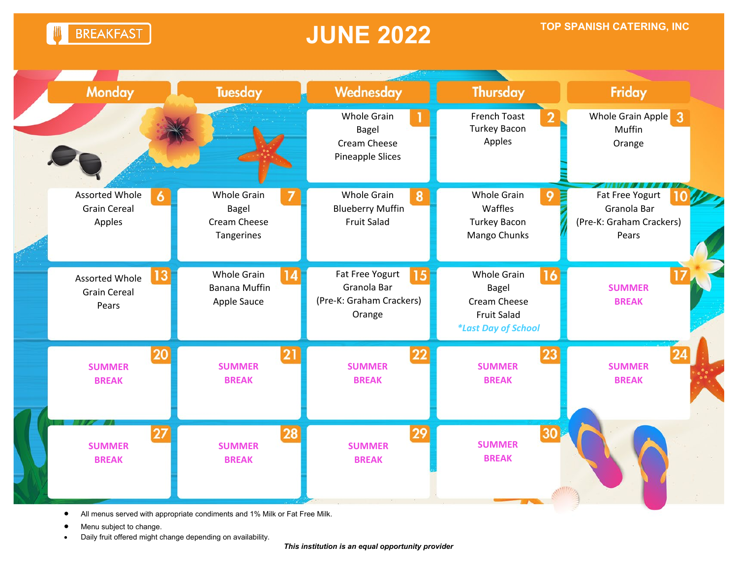BREAKFAST

# JUNE 2022

TOP SPANISH CATERING, INC

| Monday | Tuesday | Wednesday | Thursday | Friday |
|---|---|---|---|---|
| | | **1** Whole Grain Bagel, Cream Cheese, Pineapple Slices | **2** French Toast, Turkey Bacon, Apples | **3** Whole Grain Apple Muffin, Orange |
| **6** Assorted Whole Grain Cereal, Apples | **7** Whole Grain Bagel, Cream Cheese, Tangerines | **8** Whole Grain Blueberry Muffin, Fruit Salad | **9** Whole Grain Waffles, Turkey Bacon, Mango Chunks | **10** Fat Free Yogurt, Granola Bar, (Pre-K: Graham Crackers), Pears |
| **13** Assorted Whole Grain Cereal, Pears | **14** Whole Grain Banana Muffin, Apple Sauce | **15** Fat Free Yogurt, Granola Bar, (Pre-K: Graham Crackers), Orange | **16** Whole Grain Bagel, Cream Cheese, Fruit Salad, *\*Last Day of School* | **17** SUMMER BREAK |
| **20** SUMMER BREAK | **21** SUMMER BREAK | **22** SUMMER BREAK | **23** SUMMER BREAK | **24** SUMMER BREAK |
| **27** SUMMER BREAK | **28** SUMMER BREAK | **29** SUMMER BREAK | **30** SUMMER BREAK | |

- All menus served with appropriate condiments and 1% Milk or Fat Free Milk.
- Menu subject to change.
- Daily fruit offered might change depending on availability.

***This institution is an equal opportunity provider***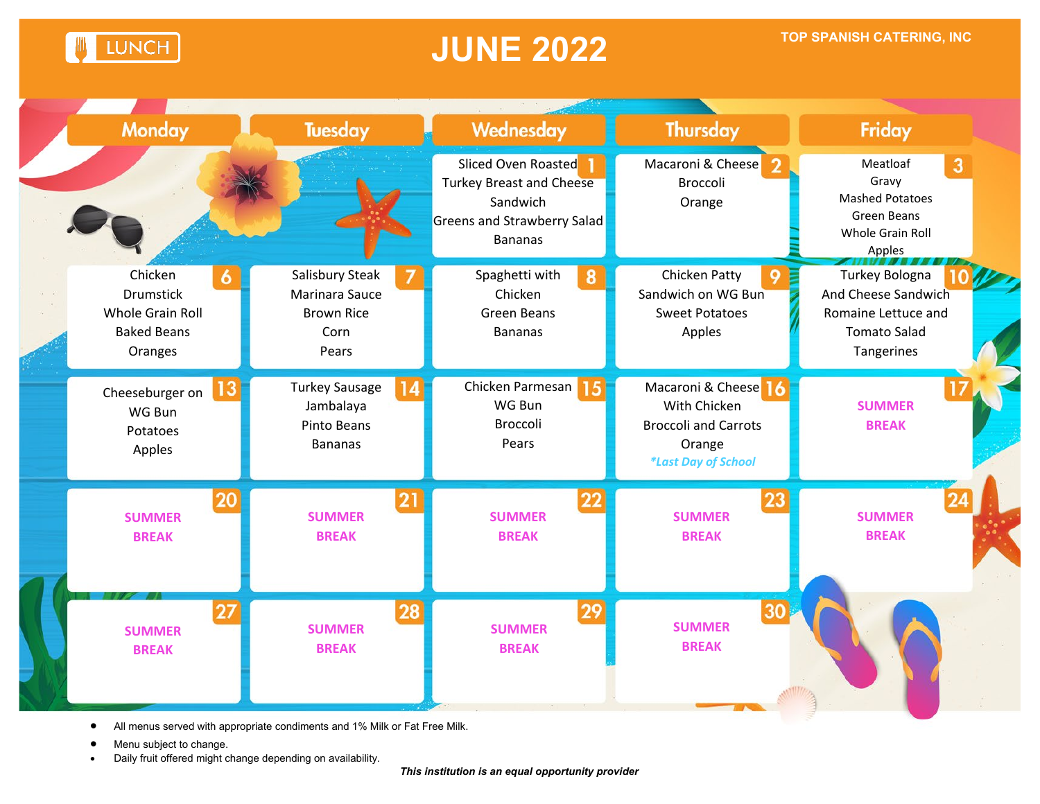# LUNCH

# JUNE 2022

TOP SPANISH CATERING, INC

| Monday | Tuesday | Wednesday | Thursday | Friday |
|---|---|---|---|---|
| | | **1** Sliced Oven Roasted Turkey Breast and Cheese Sandwich Greens and Strawberry Salad Bananas | **2** Macaroni & Cheese Broccoli Orange | **3** Meatloaf Gravy Mashed Potatoes Green Beans Whole Grain Roll Apples |
| **6** Chicken Drumstick Whole Grain Roll Baked Beans Oranges | **7** Salisbury Steak Marinara Sauce Brown Rice Corn Pears | **8** Spaghetti with Chicken Green Beans Bananas | **9** Chicken Patty Sandwich on WG Bun Sweet Potatoes Apples | **10** Turkey Bologna And Cheese Sandwich Romaine Lettuce and Tomato Salad Tangerines |
| **13** Cheeseburger on WG Bun Potatoes Apples | **14** Turkey Sausage Jambalaya Pinto Beans Bananas | **15** Chicken Parmesan WG Bun Broccoli Pears | **16** Macaroni & Cheese With Chicken Broccoli and Carrots Orange *\*Last Day of School* | **17** SUMMER BREAK |
| **20** SUMMER BREAK | **21** SUMMER BREAK | **22** SUMMER BREAK | **23** SUMMER BREAK | **24** SUMMER BREAK |
| **27** SUMMER BREAK | **28** SUMMER BREAK | **29** SUMMER BREAK | **30** SUMMER BREAK | |

- All menus served with appropriate condiments and 1% Milk or Fat Free Milk.
- Menu subject to change.
- Daily fruit offered might change depending on availability.

***This institution is an equal opportunity provider***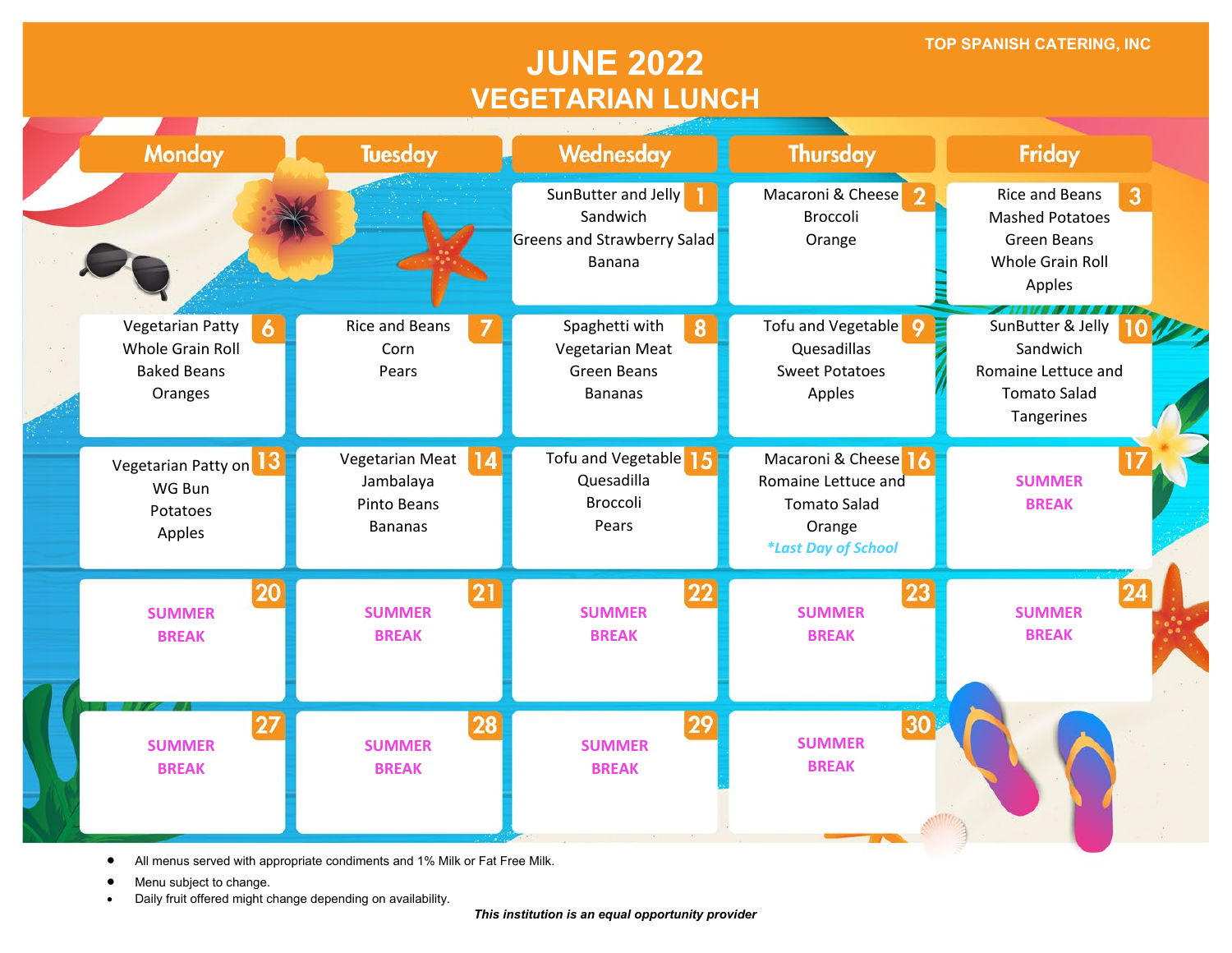TOP SPANISH CATERING, INC

# JUNE 2022
## VEGETARIAN LUNCH

| Monday | Tuesday | Wednesday | Thursday | Friday |
|---|---|---|---|---|
| | | **1** SunButter and Jelly Sandwich Greens and Strawberry Salad Banana | **2** Macaroni & Cheese Broccoli Orange | **3** Rice and Beans Mashed Potatoes Green Beans Whole Grain Roll Apples |
| **6** Vegetarian Patty Whole Grain Roll Baked Beans Oranges | **7** Rice and Beans Corn Pears | **8** Spaghetti with Vegetarian Meat Green Beans Bananas | **9** Tofu and Vegetable Quesadillas Sweet Potatoes Apples | **10** SunButter & Jelly Sandwich Romaine Lettuce and Tomato Salad Tangerines |
| **13** Vegetarian Patty on WG Bun Potatoes Apples | **14** Vegetarian Meat Jambalaya Pinto Beans Bananas | **15** Tofu and Vegetable Quesadilla Broccoli Pears | **16** Macaroni & Cheese Romaine Lettuce and Tomato Salad Orange *\*Last Day of School* | **17** SUMMER BREAK |
| **20** SUMMER BREAK | **21** SUMMER BREAK | **22** SUMMER BREAK | **23** SUMMER BREAK | **24** SUMMER BREAK |
| **27** SUMMER BREAK | **28** SUMMER BREAK | **29** SUMMER BREAK | **30** SUMMER BREAK | |

- All menus served with appropriate condiments and 1% Milk or Fat Free Milk.
- Menu subject to change.
- Daily fruit offered might change depending on availability.

***This institution is an equal opportunity provider***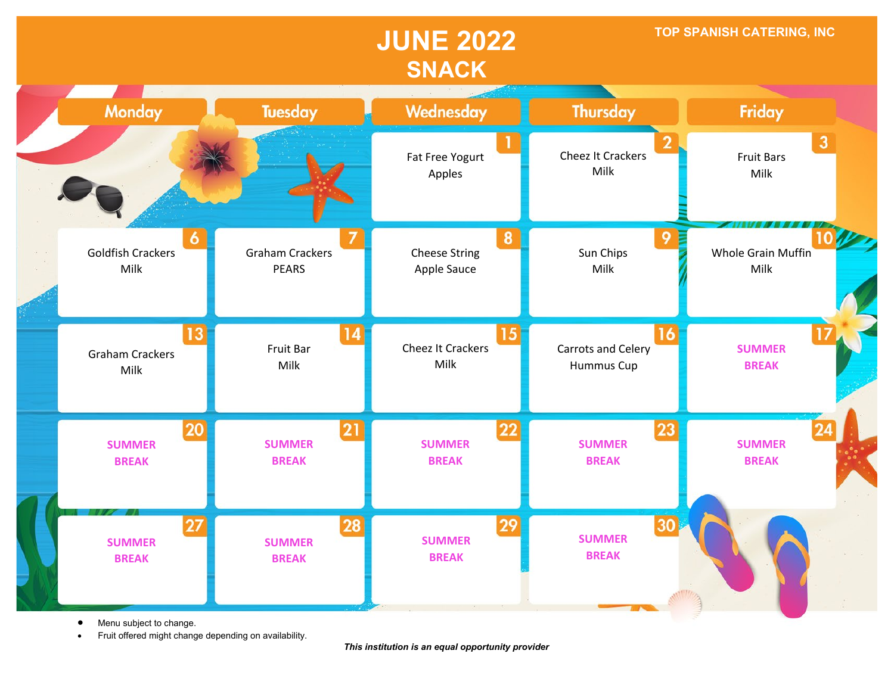# JUNE 2022

## SNACK

TOP SPANISH CATERING, INC

| Monday | Tuesday | Wednesday | Thursday | Friday |
|---|---|---|---|---|
| | | 1<br>Fat Free Yogurt<br>Apples | 2<br>Cheez It Crackers<br>Milk | 3<br>Fruit Bars<br>Milk |
| 6<br>Goldfish Crackers<br>Milk | 7<br>Graham Crackers<br>PEARS | 8<br>Cheese String<br>Apple Sauce | 9<br>Sun Chips<br>Milk | 10<br>Whole Grain Muffin<br>Milk |
| 13<br>Graham Crackers<br>Milk | 14<br>Fruit Bar<br>Milk | 15<br>Cheez It Crackers<br>Milk | 16<br>Carrots and Celery<br>Hummus Cup | 17<br>SUMMER<br>BREAK |
| 20<br>SUMMER<br>BREAK | 21<br>SUMMER<br>BREAK | 22<br>SUMMER<br>BREAK | 23<br>SUMMER<br>BREAK | 24<br>SUMMER<br>BREAK |
| 27<br>SUMMER<br>BREAK | 28<br>SUMMER<br>BREAK | 29<br>SUMMER<br>BREAK | 30<br>SUMMER<br>BREAK | |

- Menu subject to change.
- Fruit offered might change depending on availability.

***This institution is an equal opportunity provider***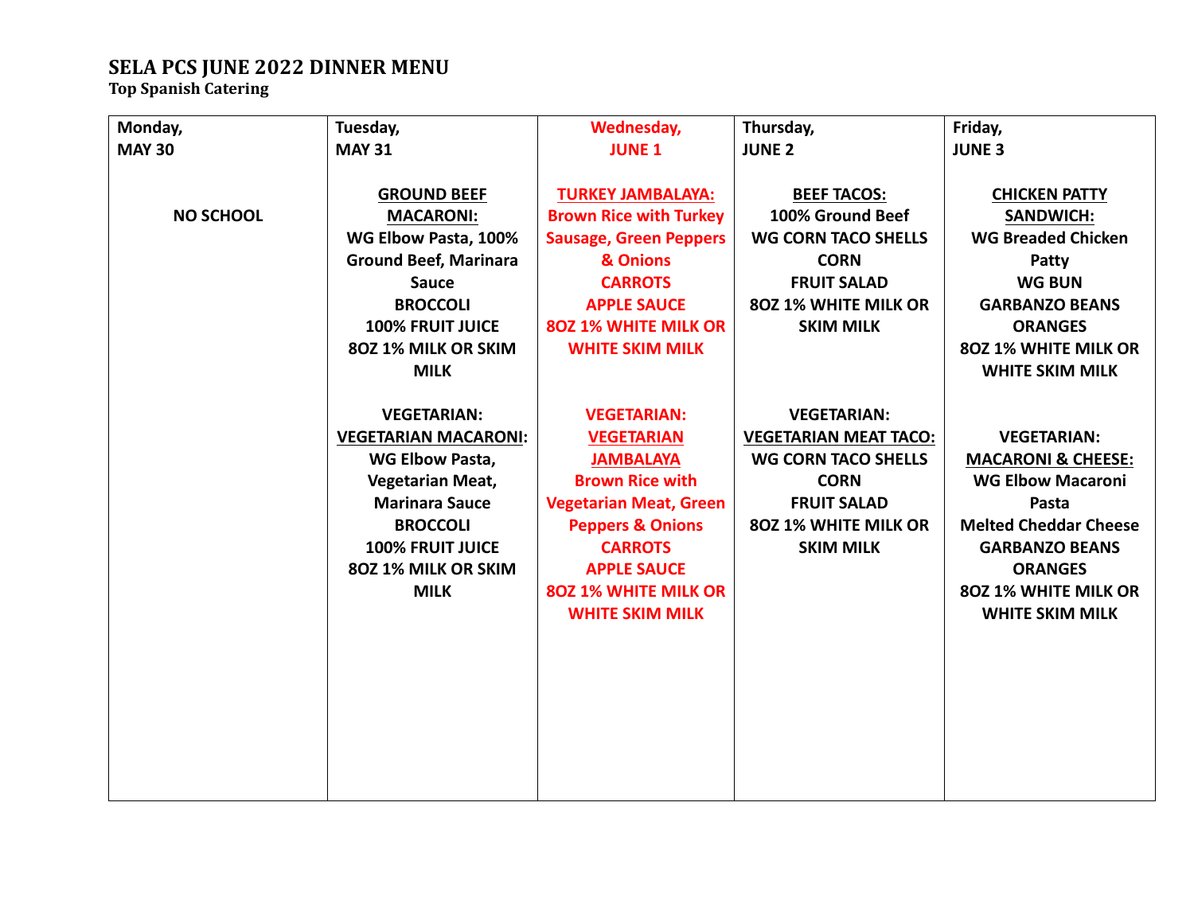# SELA PCS JUNE 2022 DINNER MENU

**Top Spanish Catering**

| Monday, MAY 30 | Tuesday, MAY 31 | Wednesday, JUNE 1 | Thursday, JUNE 2 | Friday, JUNE 3 |
|---|---|---|---|---|
| NO SCHOOL | **GROUND BEEF MACARONI:** WG Elbow Pasta, 100% Ground Beef, Marinara Sauce<br>BROCCOLI<br>100% FRUIT JUICE<br>8OZ 1% MILK OR SKIM MILK<br><br>**VEGETARIAN:**<br>**VEGETARIAN MACARONI:** WG Elbow Pasta, Vegetarian Meat, Marinara Sauce<br>BROCCOLI<br>100% FRUIT JUICE<br>8OZ 1% MILK OR SKIM MILK | **TURKEY JAMBALAYA:** Brown Rice with Turkey Sausage, Green Peppers & Onions<br>CARROTS<br>APPLE SAUCE<br>8OZ 1% WHITE MILK OR WHITE SKIM MILK<br><br>**VEGETARIAN:**<br>**VEGETARIAN JAMBALAYA** Brown Rice with Vegetarian Meat, Green Peppers & Onions<br>CARROTS<br>APPLE SAUCE<br>8OZ 1% WHITE MILK OR WHITE SKIM MILK | **BEEF TACOS:** 100% Ground Beef<br>WG CORN TACO SHELLS<br>CORN<br>FRUIT SALAD<br>8OZ 1% WHITE MILK OR SKIM MILK<br><br>**VEGETARIAN:**<br>**VEGETARIAN MEAT TACO:** WG CORN TACO SHELLS<br>CORN<br>FRUIT SALAD<br>8OZ 1% WHITE MILK OR SKIM MILK | **CHICKEN PATTY SANDWICH:** WG Breaded Chicken Patty<br>WG BUN<br>GARBANZO BEANS<br>ORANGES<br>8OZ 1% WHITE MILK OR WHITE SKIM MILK<br><br>**VEGETARIAN:**<br>**MACARONI & CHEESE:** WG Elbow Macaroni Pasta<br>Melted Cheddar Cheese<br>GARBANZO BEANS<br>ORANGES<br>8OZ 1% WHITE MILK OR WHITE SKIM MILK |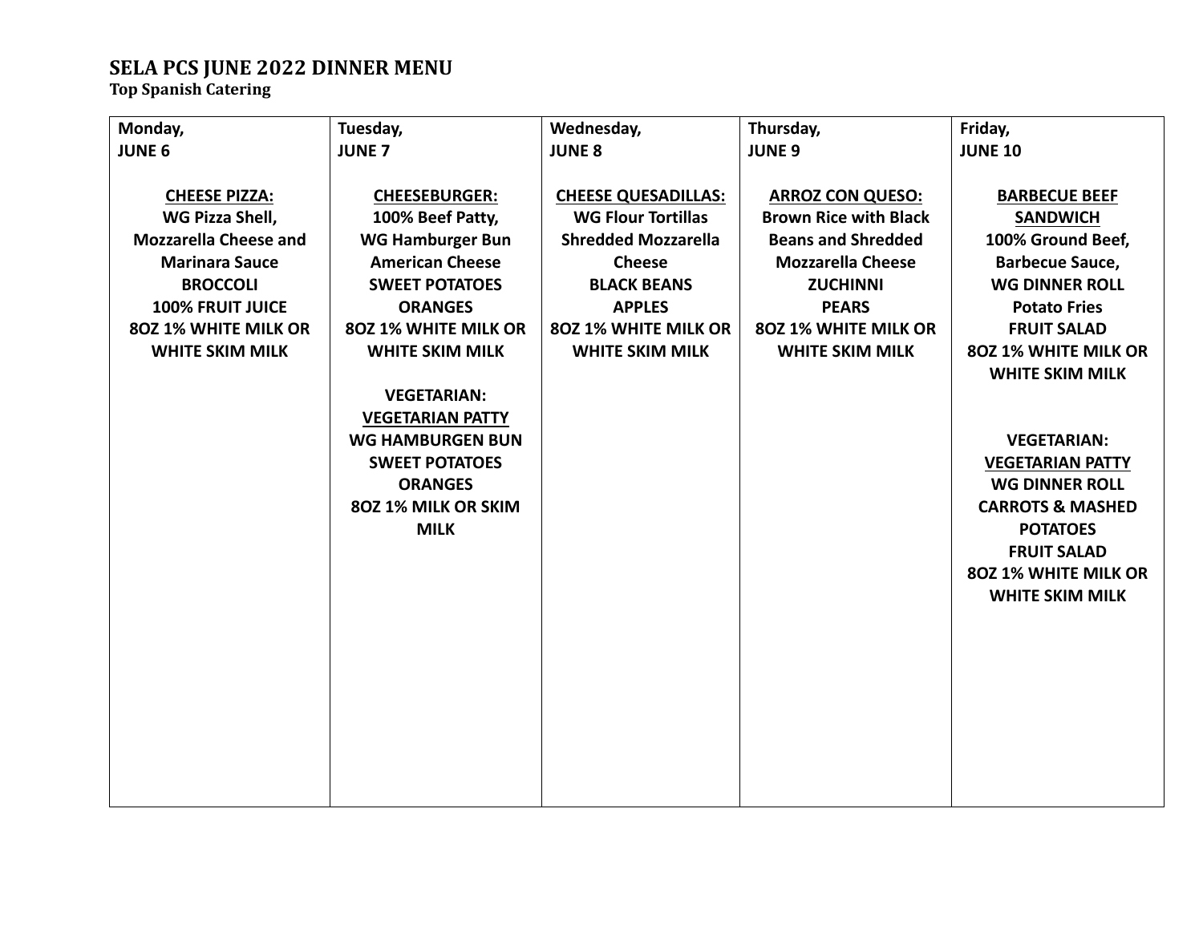# SELA PCS JUNE 2022 DINNER MENU

**Top Spanish Catering**

| Monday, JUNE 6 | Tuesday, JUNE 7 | Wednesday, JUNE 8 | Thursday, JUNE 9 | Friday, JUNE 10 |
|---|---|---|---|---|
| **CHEESE PIZZA:**<br>WG Pizza Shell,<br>Mozzarella Cheese and Marinara Sauce<br>BROCCOLI<br>100% FRUIT JUICE<br>8OZ 1% WHITE MILK OR WHITE SKIM MILK | **CHEESEBURGER:**<br>100% Beef Patty,<br>WG Hamburger Bun<br>American Cheese<br>SWEET POTATOES<br>ORANGES<br>8OZ 1% WHITE MILK OR WHITE SKIM MILK<br><br>VEGETARIAN:<br>**VEGETARIAN PATTY**<br>WG HAMBURGEN BUN<br>SWEET POTATOES<br>ORANGES<br>8OZ 1% MILK OR SKIM MILK | **CHEESE QUESADILLAS:**<br>WG Flour Tortillas<br>Shredded Mozzarella Cheese<br>BLACK BEANS<br>APPLES<br>8OZ 1% WHITE MILK OR WHITE SKIM MILK | **ARROZ CON QUESO:**<br>Brown Rice with Black Beans and Shredded Mozzarella Cheese<br>ZUCHINNI<br>PEARS<br>8OZ 1% WHITE MILK OR WHITE SKIM MILK | **BARBECUE BEEF SANDWICH**<br>100% Ground Beef,<br>Barbecue Sauce,<br>WG DINNER ROLL<br>Potato Fries<br>FRUIT SALAD<br>8OZ 1% WHITE MILK OR WHITE SKIM MILK<br><br>VEGETARIAN:<br>**VEGETARIAN PATTY**<br>WG DINNER ROLL<br>CARROTS & MASHED POTATOES<br>FRUIT SALAD<br>8OZ 1% WHITE MILK OR WHITE SKIM MILK |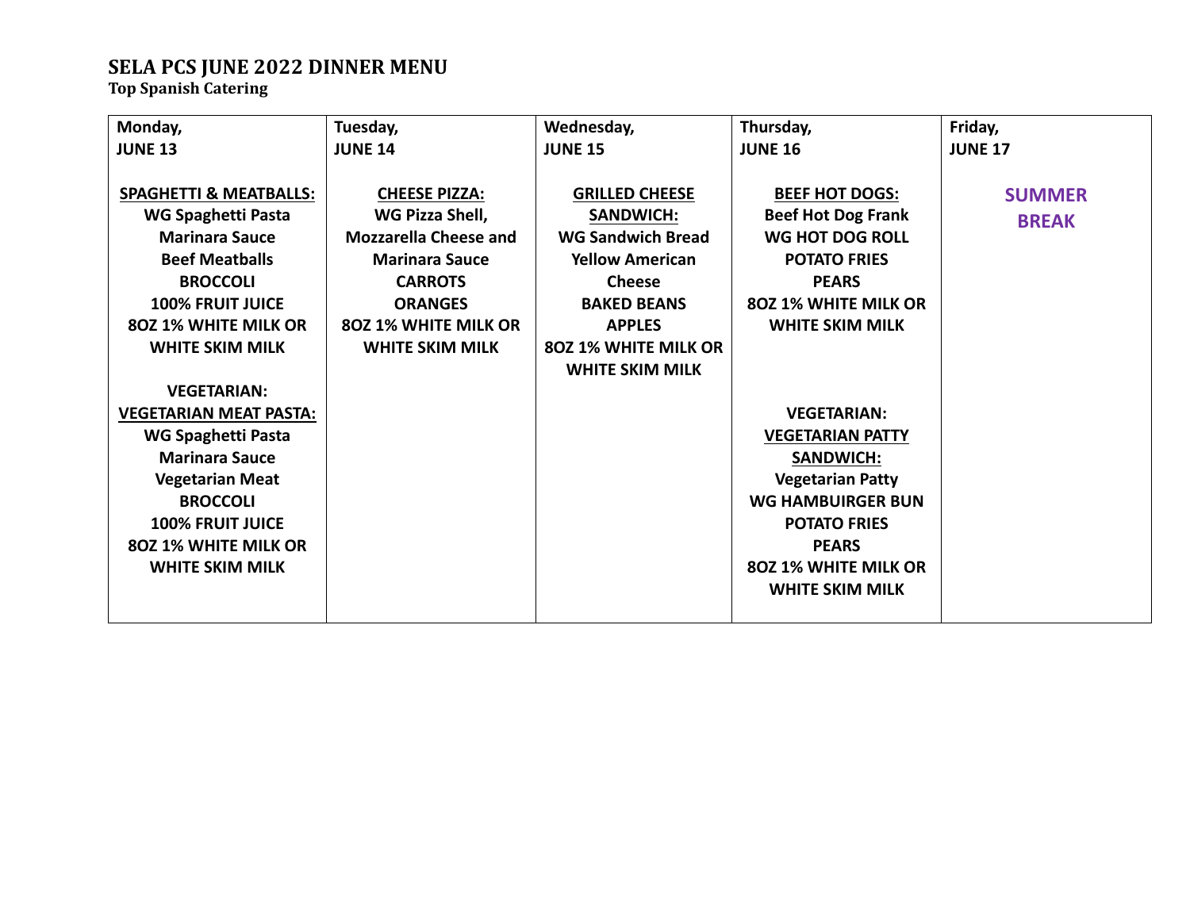# SELA PCS JUNE 2022 DINNER MENU

**Top Spanish Catering**

| Monday, JUNE 13 | Tuesday, JUNE 14 | Wednesday, JUNE 15 | Thursday, JUNE 16 | Friday, JUNE 17 |
|---|---|---|---|---|
| **SPAGHETTI & MEATBALLS:**<br>WG Spaghetti Pasta<br>Marinara Sauce<br>Beef Meatballs<br>BROCCOLI<br>100% FRUIT JUICE<br>8OZ 1% WHITE MILK OR WHITE SKIM MILK<br><br>VEGETARIAN:<br>**VEGETARIAN MEAT PASTA:**<br>WG Spaghetti Pasta<br>Marinara Sauce<br>Vegetarian Meat<br>BROCCOLI<br>100% FRUIT JUICE<br>8OZ 1% WHITE MILK OR WHITE SKIM MILK | **CHEESE PIZZA:**<br>WG Pizza Shell,<br>Mozzarella Cheese and Marinara Sauce<br>CARROTS<br>ORANGES<br>8OZ 1% WHITE MILK OR WHITE SKIM MILK | **GRILLED CHEESE SANDWICH:**<br>WG Sandwich Bread<br>Yellow American Cheese<br>BAKED BEANS<br>APPLES<br>8OZ 1% WHITE MILK OR WHITE SKIM MILK | **BEEF HOT DOGS:**<br>Beef Hot Dog Frank<br>WG HOT DOG ROLL<br>POTATO FRIES<br>PEARS<br>8OZ 1% WHITE MILK OR WHITE SKIM MILK<br><br>VEGETARIAN:<br>**VEGETARIAN PATTY SANDWICH:**<br>Vegetarian Patty<br>WG HAMBUIRGER BUN<br>POTATO FRIES<br>PEARS<br>8OZ 1% WHITE MILK OR WHITE SKIM MILK | SUMMER BREAK |